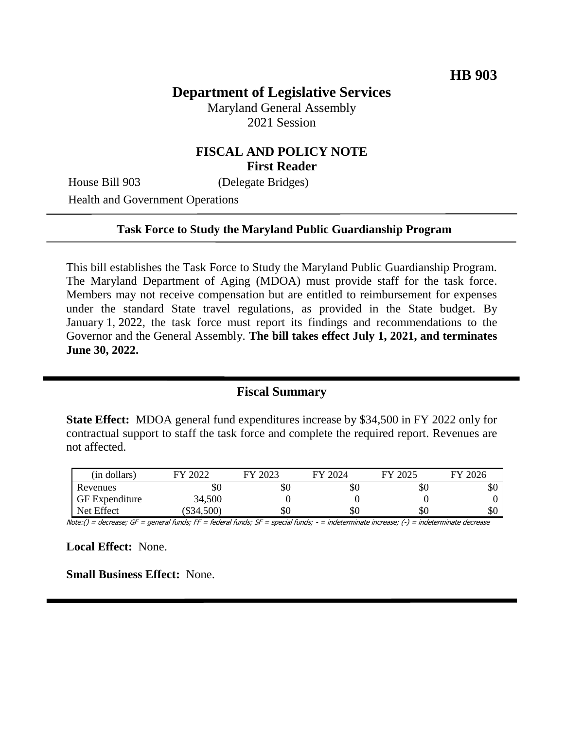**HB 903**

# Department of Legislative Services

Maryland General Assembly
2021 Session

## FISCAL AND POLICY NOTE
**First Reader**

House Bill 903 (Delegate Bridges)
Health and Government Operations

---

**Task Force to Study the Maryland Public Guardianship Program**

---

This bill establishes the Task Force to Study the Maryland Public Guardianship Program. The Maryland Department of Aging (MDOA) must provide staff for the task force. Members may not receive compensation but are entitled to reimbursement for expenses under the standard State travel regulations, as provided in the State budget. By January 1, 2022, the task force must report its findings and recommendations to the Governor and the General Assembly. **The bill takes effect July 1, 2021, and terminates June 30, 2022.**

---

## Fiscal Summary

**State Effect:** MDOA general fund expenditures increase by $34,500 in FY 2022 only for contractual support to staff the task force and complete the required report. Revenues are not affected.

| (in dollars) | FY 2022 | FY 2023 | FY 2024 | FY 2025 | FY 2026 |
|---|---|---|---|---|---|
| Revenues | $0 | $0 | $0 | $0 | $0 |
| GF Expenditure | 34,500 | 0 | 0 | 0 | 0 |
| Net Effect | ($34,500) | $0 | $0 | $0 | $0 |

Note:() = decrease; GF = general funds; FF = federal funds; SF = special funds; - = indeterminate increase; (-) = indeterminate decrease

**Local Effect:** None.

**Small Business Effect:** None.

---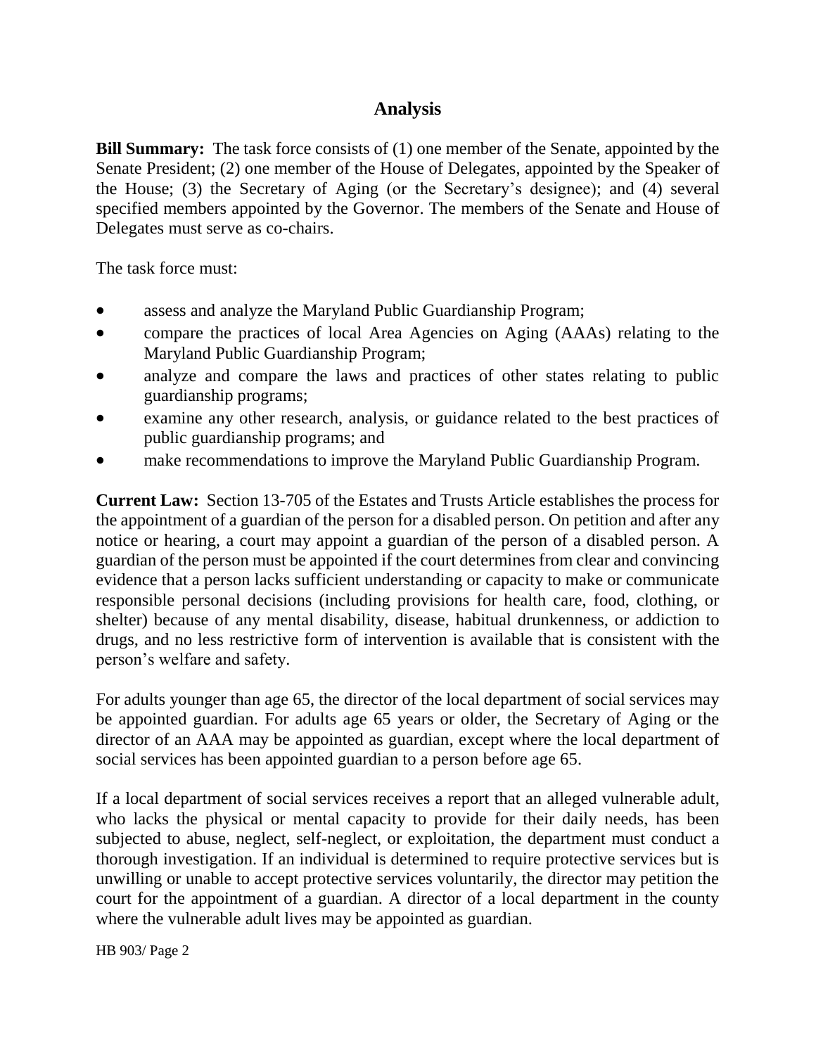## Analysis

**Bill Summary:** The task force consists of (1) one member of the Senate, appointed by the Senate President; (2) one member of the House of Delegates, appointed by the Speaker of the House; (3) the Secretary of Aging (or the Secretary's designee); and (4) several specified members appointed by the Governor. The members of the Senate and House of Delegates must serve as co-chairs.

The task force must:

- assess and analyze the Maryland Public Guardianship Program;
- compare the practices of local Area Agencies on Aging (AAAs) relating to the Maryland Public Guardianship Program;
- analyze and compare the laws and practices of other states relating to public guardianship programs;
- examine any other research, analysis, or guidance related to the best practices of public guardianship programs; and
- make recommendations to improve the Maryland Public Guardianship Program.

**Current Law:** Section 13-705 of the Estates and Trusts Article establishes the process for the appointment of a guardian of the person for a disabled person. On petition and after any notice or hearing, a court may appoint a guardian of the person of a disabled person. A guardian of the person must be appointed if the court determines from clear and convincing evidence that a person lacks sufficient understanding or capacity to make or communicate responsible personal decisions (including provisions for health care, food, clothing, or shelter) because of any mental disability, disease, habitual drunkenness, or addiction to drugs, and no less restrictive form of intervention is available that is consistent with the person's welfare and safety.

For adults younger than age 65, the director of the local department of social services may be appointed guardian. For adults age 65 years or older, the Secretary of Aging or the director of an AAA may be appointed as guardian, except where the local department of social services has been appointed guardian to a person before age 65.

If a local department of social services receives a report that an alleged vulnerable adult, who lacks the physical or mental capacity to provide for their daily needs, has been subjected to abuse, neglect, self-neglect, or exploitation, the department must conduct a thorough investigation. If an individual is determined to require protective services but is unwilling or unable to accept protective services voluntarily, the director may petition the court for the appointment of a guardian. A director of a local department in the county where the vulnerable adult lives may be appointed as guardian.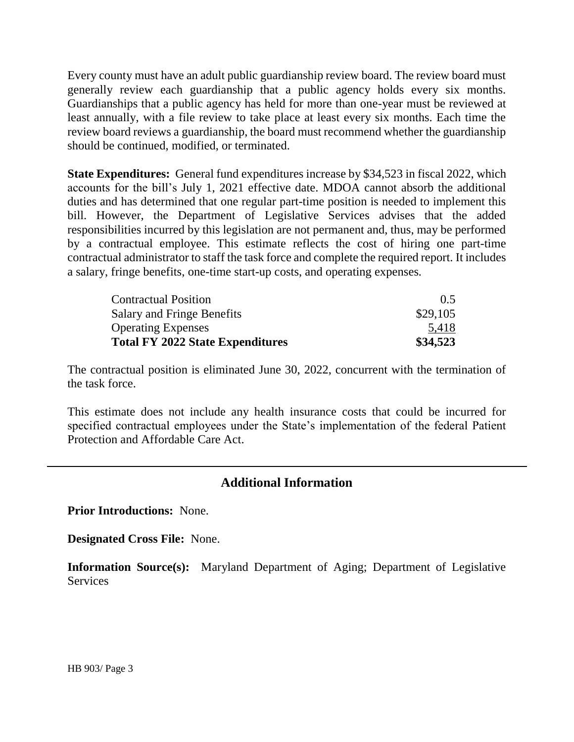Every county must have an adult public guardianship review board. The review board must generally review each guardianship that a public agency holds every six months. Guardianships that a public agency has held for more than one-year must be reviewed at least annually, with a file review to take place at least every six months. Each time the review board reviews a guardianship, the board must recommend whether the guardianship should be continued, modified, or terminated.

**State Expenditures:** General fund expenditures increase by $34,523 in fiscal 2022, which accounts for the bill's July 1, 2021 effective date. MDOA cannot absorb the additional duties and has determined that one regular part-time position is needed to implement this bill. However, the Department of Legislative Services advises that the added responsibilities incurred by this legislation are not permanent and, thus, may be performed by a contractual employee. This estimate reflects the cost of hiring one part-time contractual administrator to staff the task force and complete the required report. It includes a salary, fringe benefits, one-time start-up costs, and operating expenses.

| | |
|---|---|
| Contractual Position | 0.5 |
| Salary and Fringe Benefits | $29,105 |
| Operating Expenses | 5,418 |
| **Total FY 2022 State Expenditures** | **$34,523** |

The contractual position is eliminated June 30, 2022, concurrent with the termination of the task force.

This estimate does not include any health insurance costs that could be incurred for specified contractual employees under the State's implementation of the federal Patient Protection and Affordable Care Act.

## Additional Information

**Prior Introductions:** None.

**Designated Cross File:** None.

**Information Source(s):** Maryland Department of Aging; Department of Legislative Services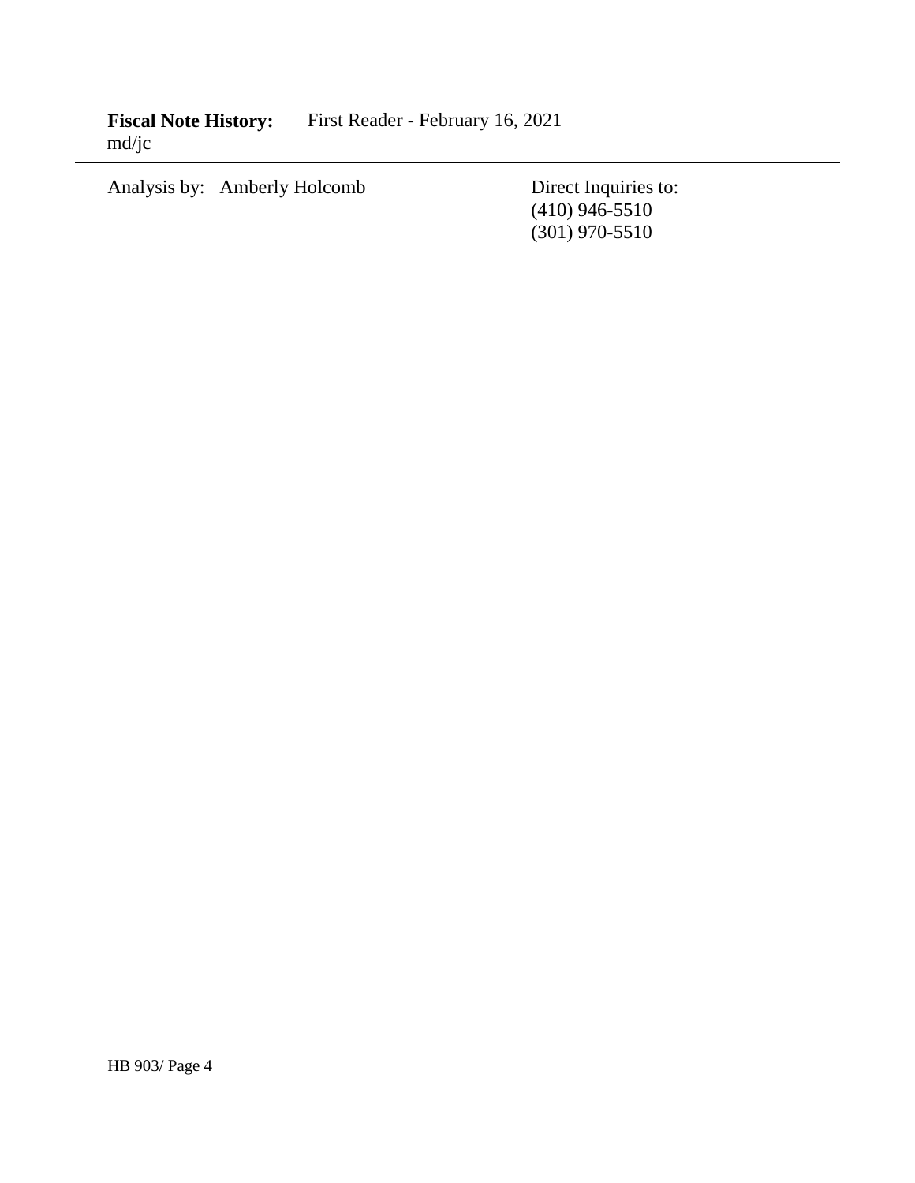**Fiscal Note History:** First Reader - February 16, 2021
md/jc

---

Analysis by: Amberly Holcomb

Direct Inquiries to:
(410) 946-5510
(301) 970-5510